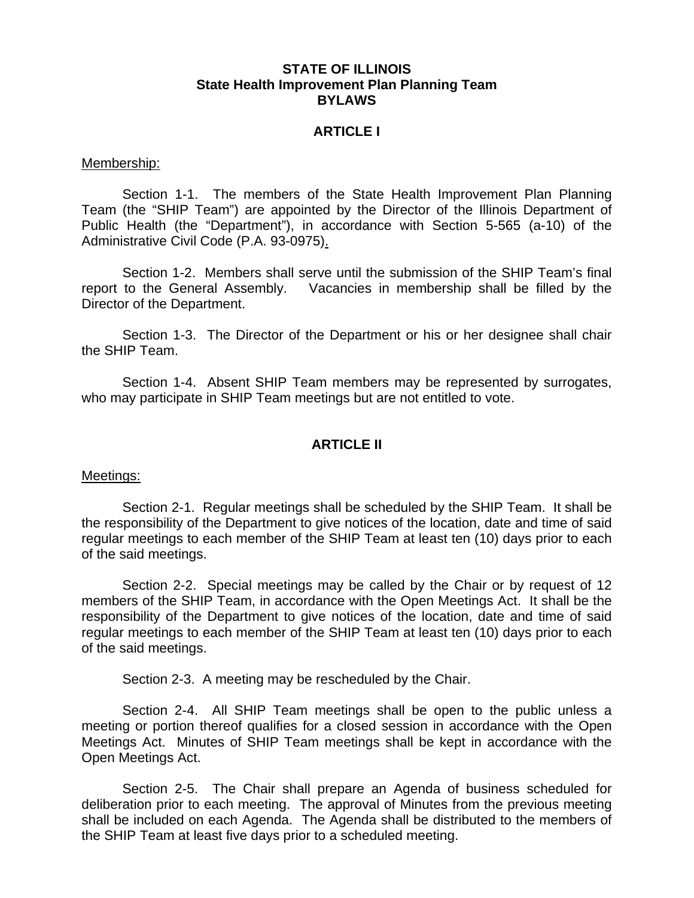# STATE OF ILLINOIS
## State Health Improvement Plan Planning Team
## BYLAWS

### ARTICLE I

Membership:

Section 1-1. The members of the State Health Improvement Plan Planning Team (the "SHIP Team") are appointed by the Director of the Illinois Department of Public Health (the "Department"), in accordance with Section 5-565 (a-10) of the Administrative Civil Code (P.A. 93-0975).

Section 1-2. Members shall serve until the submission of the SHIP Team's final report to the General Assembly. Vacancies in membership shall be filled by the Director of the Department.

Section 1-3. The Director of the Department or his or her designee shall chair the SHIP Team.

Section 1-4. Absent SHIP Team members may be represented by surrogates, who may participate in SHIP Team meetings but are not entitled to vote.

### ARTICLE II

Meetings:

Section 2-1. Regular meetings shall be scheduled by the SHIP Team. It shall be the responsibility of the Department to give notices of the location, date and time of said regular meetings to each member of the SHIP Team at least ten (10) days prior to each of the said meetings.

Section 2-2. Special meetings may be called by the Chair or by request of 12 members of the SHIP Team, in accordance with the Open Meetings Act. It shall be the responsibility of the Department to give notices of the location, date and time of said regular meetings to each member of the SHIP Team at least ten (10) days prior to each of the said meetings.

Section 2-3. A meeting may be rescheduled by the Chair.

Section 2-4. All SHIP Team meetings shall be open to the public unless a meeting or portion thereof qualifies for a closed session in accordance with the Open Meetings Act. Minutes of SHIP Team meetings shall be kept in accordance with the Open Meetings Act.

Section 2-5. The Chair shall prepare an Agenda of business scheduled for deliberation prior to each meeting. The approval of Minutes from the previous meeting shall be included on each Agenda. The Agenda shall be distributed to the members of the SHIP Team at least five days prior to a scheduled meeting.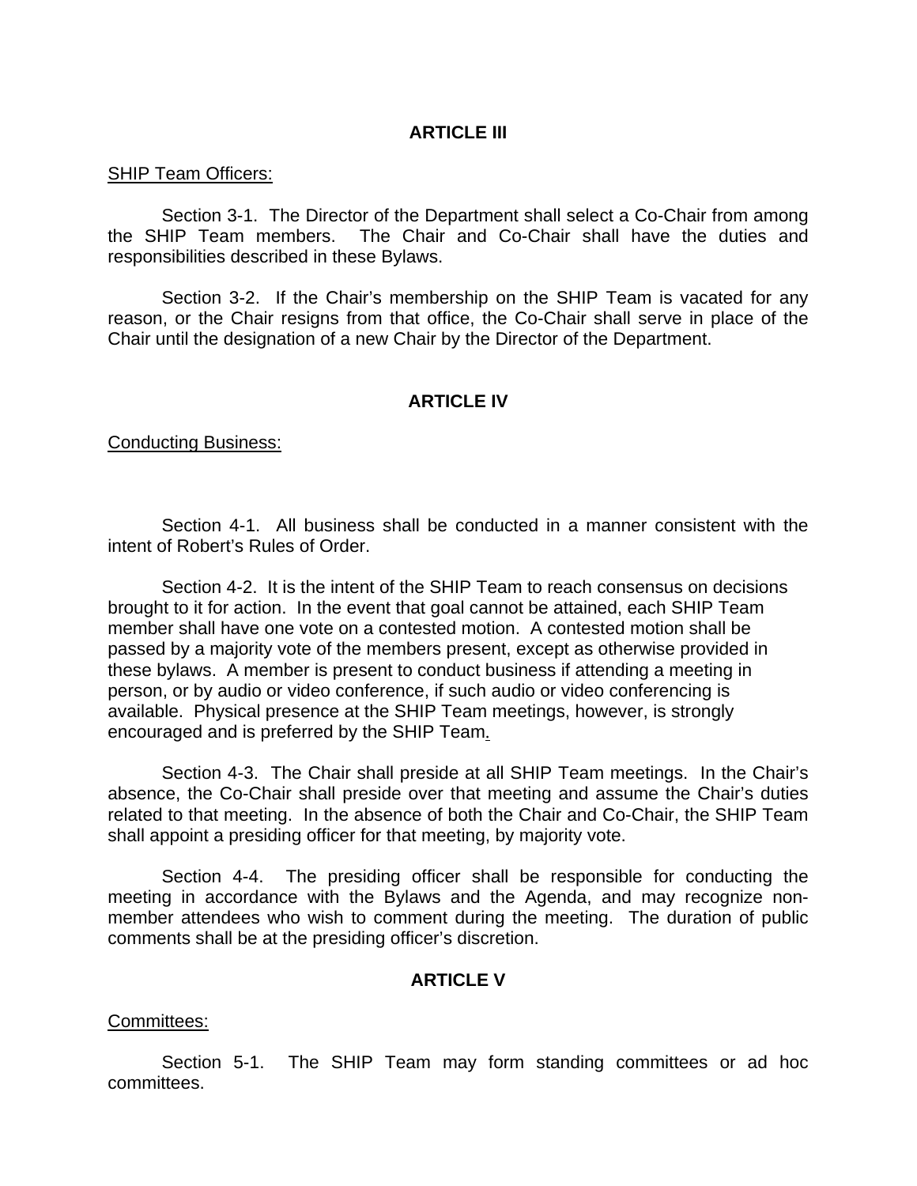## ARTICLE III

SHIP Team Officers:

Section 3-1. The Director of the Department shall select a Co-Chair from among the SHIP Team members. The Chair and Co-Chair shall have the duties and responsibilities described in these Bylaws.

Section 3-2. If the Chair's membership on the SHIP Team is vacated for any reason, or the Chair resigns from that office, the Co-Chair shall serve in place of the Chair until the designation of a new Chair by the Director of the Department.

## ARTICLE IV

Conducting Business:

Section 4-1. All business shall be conducted in a manner consistent with the intent of Robert's Rules of Order.

Section 4-2. It is the intent of the SHIP Team to reach consensus on decisions brought to it for action. In the event that goal cannot be attained, each SHIP Team member shall have one vote on a contested motion. A contested motion shall be passed by a majority vote of the members present, except as otherwise provided in these bylaws. A member is present to conduct business if attending a meeting in person, or by audio or video conference, if such audio or video conferencing is available. Physical presence at the SHIP Team meetings, however, is strongly encouraged and is preferred by the SHIP Team.

Section 4-3. The Chair shall preside at all SHIP Team meetings. In the Chair's absence, the Co-Chair shall preside over that meeting and assume the Chair's duties related to that meeting. In the absence of both the Chair and Co-Chair, the SHIP Team shall appoint a presiding officer for that meeting, by majority vote.

Section 4-4. The presiding officer shall be responsible for conducting the meeting in accordance with the Bylaws and the Agenda, and may recognize non-member attendees who wish to comment during the meeting. The duration of public comments shall be at the presiding officer's discretion.

## ARTICLE V

Committees:

Section 5-1. The SHIP Team may form standing committees or ad hoc committees.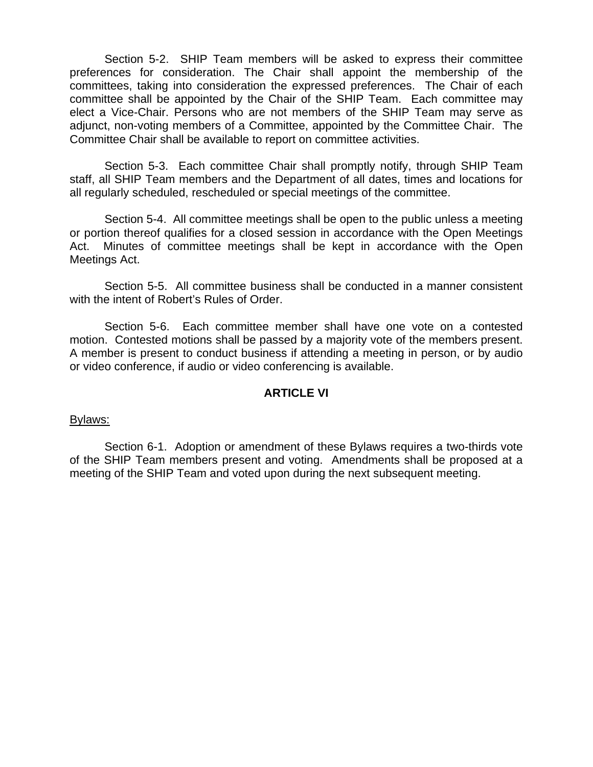Section 5-2. SHIP Team members will be asked to express their committee preferences for consideration. The Chair shall appoint the membership of the committees, taking into consideration the expressed preferences. The Chair of each committee shall be appointed by the Chair of the SHIP Team. Each committee may elect a Vice-Chair. Persons who are not members of the SHIP Team may serve as adjunct, non-voting members of a Committee, appointed by the Committee Chair. The Committee Chair shall be available to report on committee activities.

Section 5-3. Each committee Chair shall promptly notify, through SHIP Team staff, all SHIP Team members and the Department of all dates, times and locations for all regularly scheduled, rescheduled or special meetings of the committee.

Section 5-4. All committee meetings shall be open to the public unless a meeting or portion thereof qualifies for a closed session in accordance with the Open Meetings Act. Minutes of committee meetings shall be kept in accordance with the Open Meetings Act.

Section 5-5. All committee business shall be conducted in a manner consistent with the intent of Robert's Rules of Order.

Section 5-6. Each committee member shall have one vote on a contested motion. Contested motions shall be passed by a majority vote of the members present. A member is present to conduct business if attending a meeting in person, or by audio or video conference, if audio or video conferencing is available.

## ARTICLE VI

Bylaws:

Section 6-1. Adoption or amendment of these Bylaws requires a two-thirds vote of the SHIP Team members present and voting. Amendments shall be proposed at a meeting of the SHIP Team and voted upon during the next subsequent meeting.